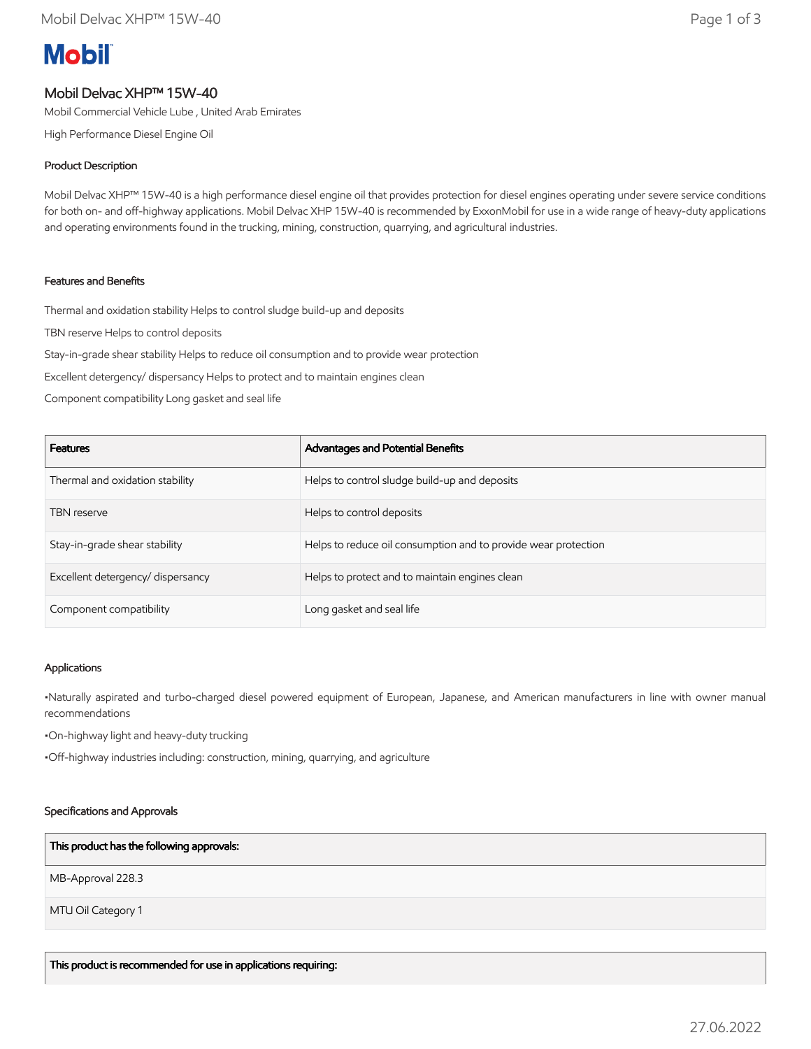# Mobil

## Mobil Delvac XHP™ 15W-40

Mobil Commercial Vehicle Lube , United Arab Emirates

High Performance Diesel Engine Oil

### Product Description

Mobil Delvac XHP™ 15W-40 is a high performance diesel engine oil that provides protection for diesel engines operating under severe service conditions for both on- and off-highway applications. Mobil Delvac XHP 15W-40 is recommended by ExxonMobil for use in a wide range of heavy-duty applications and operating environments found in the trucking, mining, construction, quarrying, and agricultural industries.

### Features and Benefits

Thermal and oxidation stability Helps to control sludge build-up and deposits

TBN reserve Helps to control deposits

Stay-in-grade shear stability Helps to reduce oil consumption and to provide wear protection

Excellent detergency/ dispersancy Helps to protect and to maintain engines clean

Component compatibility Long gasket and seal life

| Features | Advantages and Potential Benefits |
| --- | --- |
| Thermal and oxidation stability | Helps to control sludge build-up and deposits |
| TBN reserve | Helps to control deposits |
| Stay-in-grade shear stability | Helps to reduce oil consumption and to provide wear protection |
| Excellent detergency/ dispersancy | Helps to protect and to maintain engines clean |
| Component compatibility | Long gasket and seal life |

### Applications

•Naturally aspirated and turbo-charged diesel powered equipment of European, Japanese, and American manufacturers in line with owner manual recommendations

•On-highway light and heavy-duty trucking

•Off-highway industries including: construction, mining, quarrying, and agriculture

### Specifications and Approvals

| This product has the following approvals: |
| --- |
| MB-Approval 228.3 |
| MTU Oil Category 1 |

| This product is recommended for use in applications requiring: |
| --- |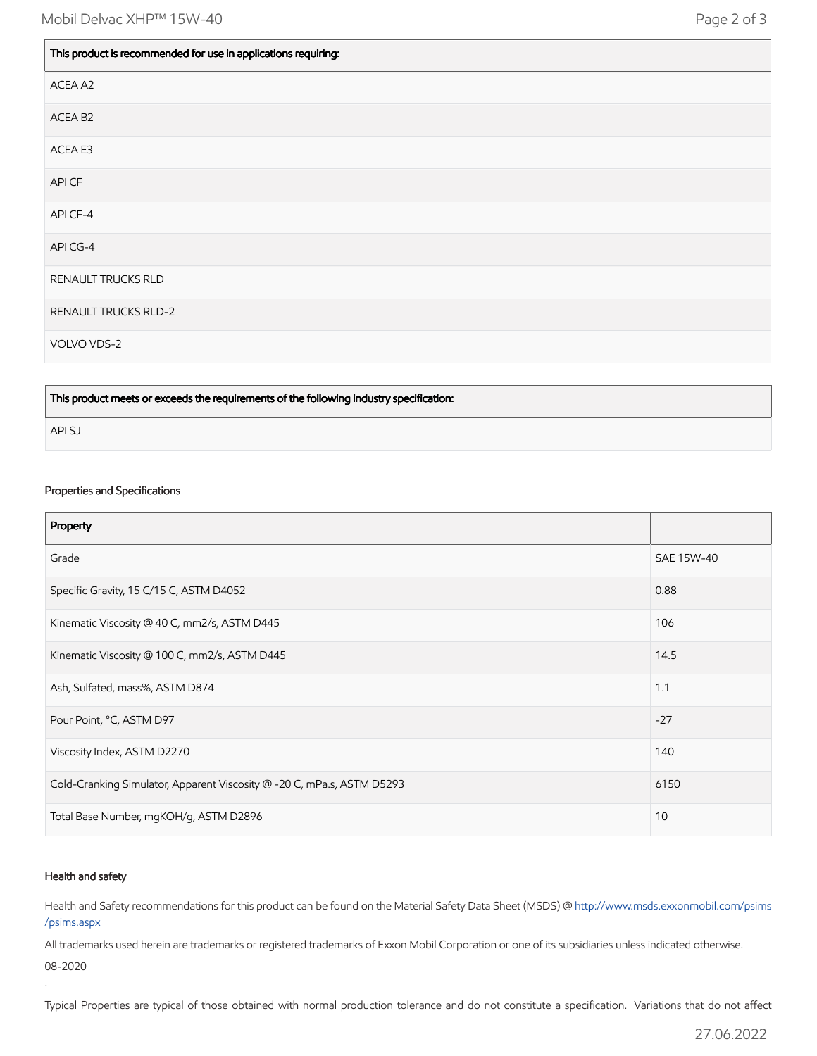| This product is recommended for use in applications requiring: |
| --- |
| ACEA A2 |
| ACEA B2 |
| ACEA E3 |
| API CF |
| API CF-4 |
| API CG-4 |
| RENAULT TRUCKS RLD |
| RENAULT TRUCKS RLD-2 |
| VOLVO VDS-2 |

| This product meets or exceeds the requirements of the following industry specification: |
| --- |
| API SJ |

### Properties and Specifications

| Property | |
| --- | --- |
| Grade | SAE 15W-40 |
| Specific Gravity, 15 C/15 C, ASTM D4052 | 0.88 |
| Kinematic Viscosity @ 40 C, mm2/s, ASTM D445 | 106 |
| Kinematic Viscosity @ 100 C, mm2/s, ASTM D445 | 14.5 |
| Ash, Sulfated, mass%, ASTM D874 | 1.1 |
| Pour Point, °C, ASTM D97 | -27 |
| Viscosity Index, ASTM D2270 | 140 |
| Cold-Cranking Simulator, Apparent Viscosity @ -20 C, mPa.s, ASTM D5293 | 6150 |
| Total Base Number, mgKOH/g, ASTM D2896 | 10 |

### Health and safety

Health and Safety recommendations for this product can be found on the Material Safety Data Sheet (MSDS) @ http://www.msds.exxonmobil.com/psims/psims.aspx

All trademarks used herein are trademarks or registered trademarks of Exxon Mobil Corporation or one of its subsidiaries unless indicated otherwise.

08-2020

.

Typical Properties are typical of those obtained with normal production tolerance and do not constitute a specification. Variations that do not affect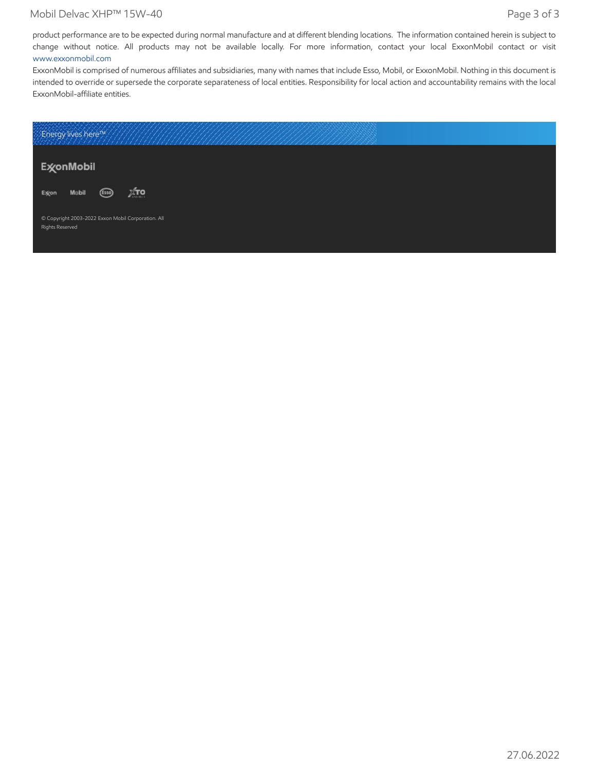product performance are to be expected during normal manufacture and at different blending locations. The information contained herein is subject to change without notice. All products may not be available locally. For more information, contact your local ExxonMobil contact or visit www.exxonmobil.com

ExxonMobil is comprised of numerous affiliates and subsidiaries, many with names that include Esso, Mobil, or ExxonMobil. Nothing in this document is intended to override or supersede the corporate separateness of local entities. Responsibility for local action and accountability remains with the local ExxonMobil-affiliate entities.

Energy lives here™

ExxonMobil

Exxon Mobil Esso XTO

© Copyright 2003-2022 Exxon Mobil Corporation. All Rights Reserved

27.06.2022